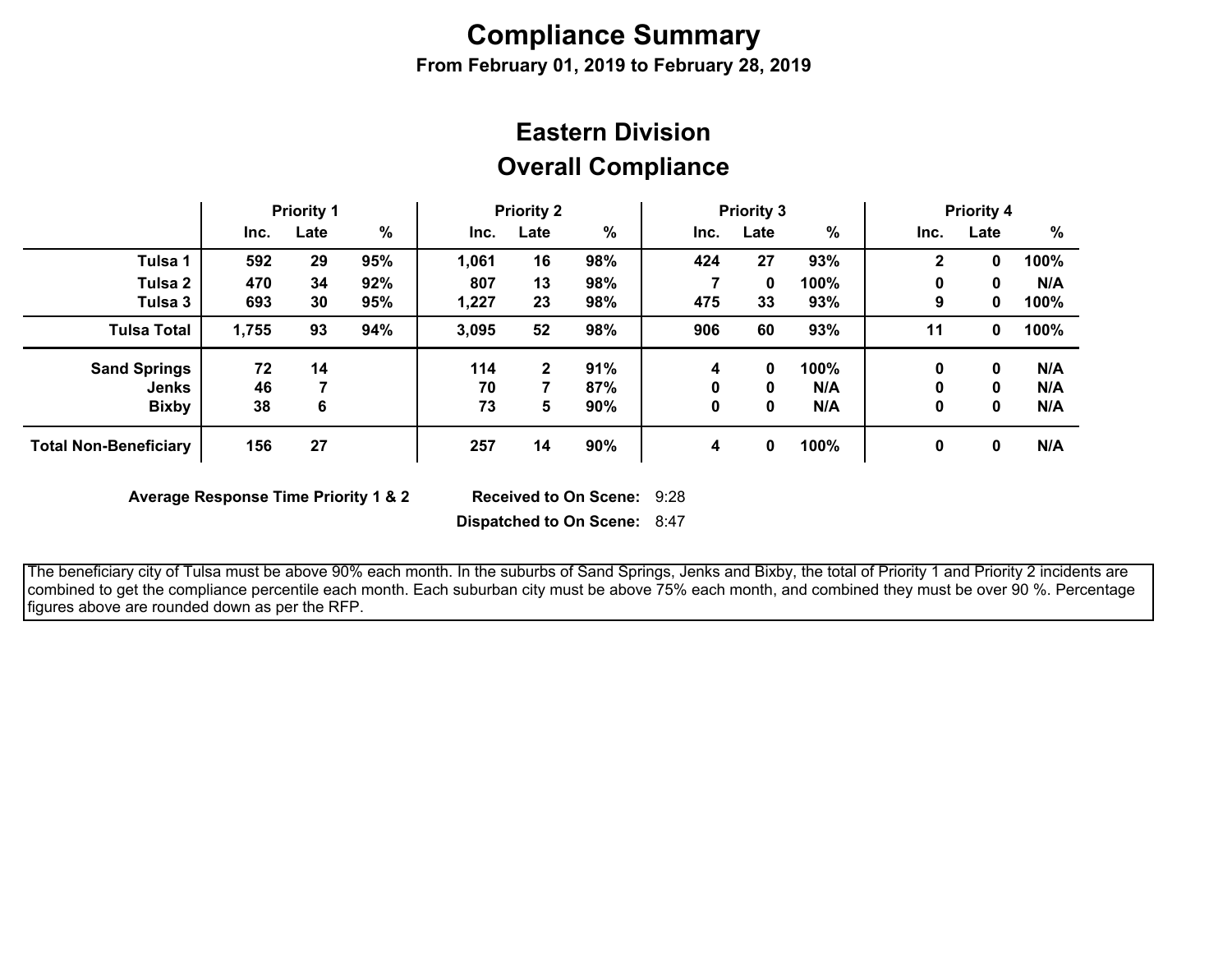# Compliance Summary

**From February 01, 2019 to February 28, 2019**

## Eastern Division

## Overall Compliance

| | Priority 1 | | | Priority 2 | | | Priority 3 | | | Priority 4 | | |
|---|---|---|---|---|---|---|---|---|---|---|---|---|
| | Inc. | Late | % | Inc. | Late | % | Inc. | Late | % | Inc. | Late | % |
| **Tulsa 1** | 592 | 29 | 95% | 1,061 | 16 | 98% | 424 | 27 | 93% | 2 | 0 | 100% |
| **Tulsa 2** | 470 | 34 | 92% | 807 | 13 | 98% | 7 | 0 | 100% | 0 | 0 | N/A |
| **Tulsa 3** | 693 | 30 | 95% | 1,227 | 23 | 98% | 475 | 33 | 93% | 9 | 0 | 100% |
| **Tulsa Total** | 1,755 | 93 | 94% | 3,095 | 52 | 98% | 906 | 60 | 93% | 11 | 0 | 100% |
| **Sand Springs** | 72 | 14 | | 114 | 2 | 91% | 4 | 0 | 100% | 0 | 0 | N/A |
| **Jenks** | 46 | 7 | | 70 | 7 | 87% | 0 | 0 | N/A | 0 | 0 | N/A |
| **Bixby** | 38 | 6 | | 73 | 5 | 90% | 0 | 0 | N/A | 0 | 0 | N/A |
| **Total Non-Beneficiary** | 156 | 27 | | 257 | 14 | 90% | 4 | 0 | 100% | 0 | 0 | N/A |

**Average Response Time Priority 1 & 2**

**Received to On Scene:** 9:28

**Dispatched to On Scene:** 8:47

The beneficiary city of Tulsa must be above 90% each month. In the suburbs of Sand Springs, Jenks and Bixby, the total of Priority 1 and Priority 2 incidents are combined to get the compliance percentile each month. Each suburban city must be above 75% each month, and combined they must be over 90 %. Percentage figures above are rounded down as per the RFP.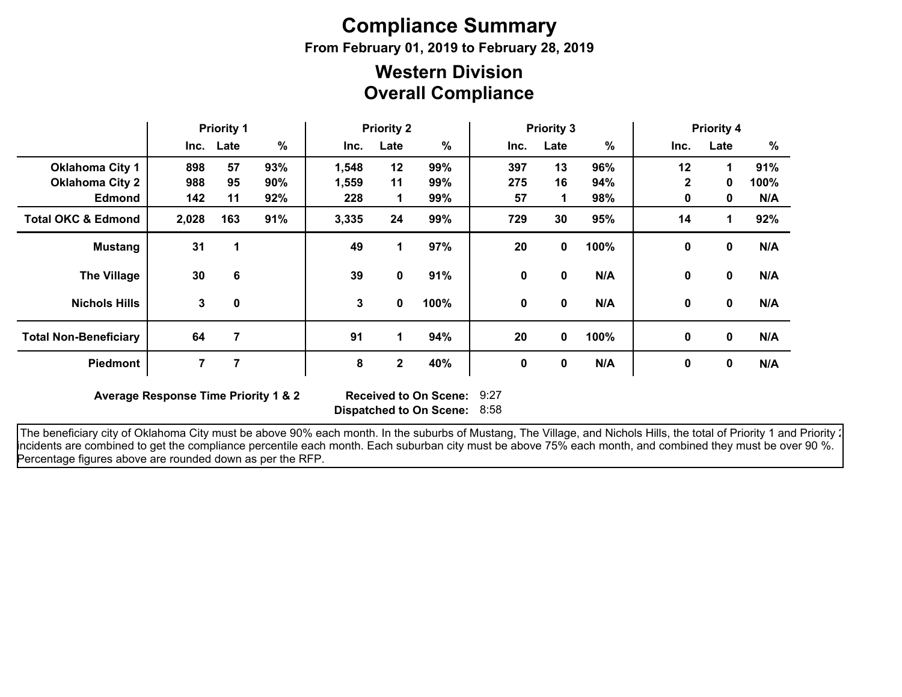# Compliance Summary

**From February 01, 2019 to February 28, 2019**

## Western Division
## Overall Compliance

| | Priority 1 | | | Priority 2 | | | Priority 3 | | | Priority 4 | | |
|---|---|---|---|---|---|---|---|---|---|---|---|---|
| | Inc. | Late | % | Inc. | Late | % | Inc. | Late | % | Inc. | Late | % |
| **Oklahoma City 1** | 898 | 57 | 93% | 1,548 | 12 | 99% | 397 | 13 | 96% | 12 | 1 | 91% |
| **Oklahoma City 2** | 988 | 95 | 90% | 1,559 | 11 | 99% | 275 | 16 | 94% | 2 | 0 | 100% |
| **Edmond** | 142 | 11 | 92% | 228 | 1 | 99% | 57 | 1 | 98% | 0 | 0 | N/A |
| **Total OKC & Edmond** | 2,028 | 163 | 91% | 3,335 | 24 | 99% | 729 | 30 | 95% | 14 | 1 | 92% |
| **Mustang** | 31 | 1 | | 49 | 1 | 97% | 20 | 0 | 100% | 0 | 0 | N/A |
| **The Village** | 30 | 6 | | 39 | 0 | 91% | 0 | 0 | N/A | 0 | 0 | N/A |
| **Nichols Hills** | 3 | 0 | | 3 | 0 | 100% | 0 | 0 | N/A | 0 | 0 | N/A |
| **Total Non-Beneficiary** | 64 | 7 | | 91 | 1 | 94% | 20 | 0 | 100% | 0 | 0 | N/A |
| **Piedmont** | 7 | 7 | | 8 | 2 | 40% | 0 | 0 | N/A | 0 | 0 | N/A |

**Average Response Time Priority 1 & 2** **Received to On Scene:** 9:27
**Dispatched to On Scene:** 8:58

The beneficiary city of Oklahoma City must be above 90% each month. In the suburbs of Mustang, The Village, and Nichols Hills, the total of Priority 1 and Priority 2 incidents are combined to get the compliance percentile each month. Each suburban city must be above 75% each month, and combined they must be over 90 %. Percentage figures above are rounded down as per the RFP.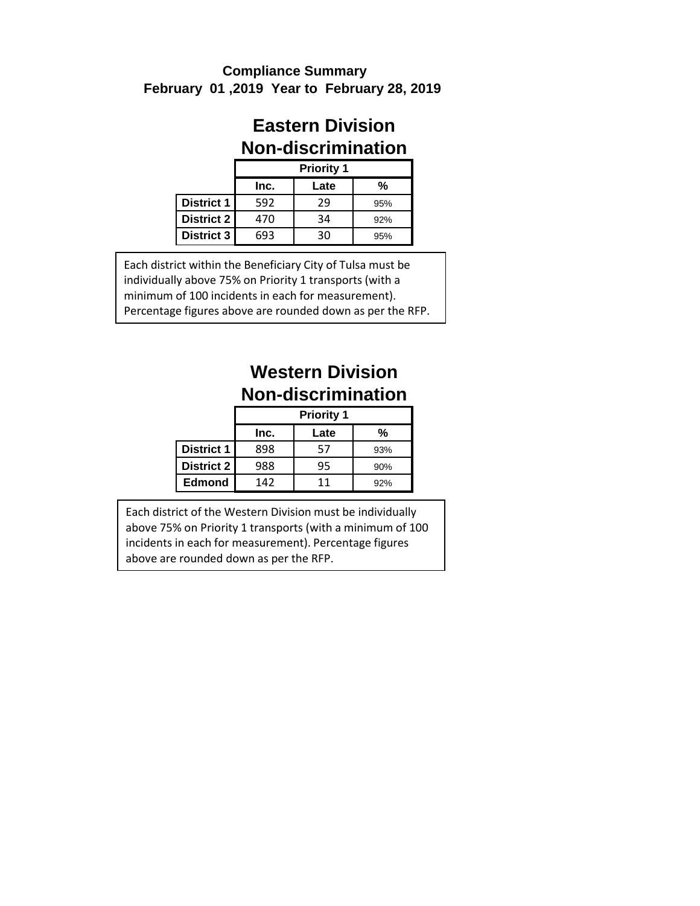**Compliance Summary**
**February 01 ,2019 Year to February 28, 2019**

## Eastern Division
## Non-discrimination

| | Priority 1 | | |
|---|---|---|---|
| | **Inc.** | **Late** | **%** |
| **District 1** | 592 | 29 | 95% |
| **District 2** | 470 | 34 | 92% |
| **District 3** | 693 | 30 | 95% |

Each district within the Beneficiary City of Tulsa must be individually above 75% on Priority 1 transports (with a minimum of 100 incidents in each for measurement). Percentage figures above are rounded down as per the RFP.

## Western Division
## Non-discrimination

| | Priority 1 | | |
|---|---|---|---|
| | **Inc.** | **Late** | **%** |
| **District 1** | 898 | 57 | 93% |
| **District 2** | 988 | 95 | 90% |
| **Edmond** | 142 | 11 | 92% |

Each district of the Western Division must be individually above 75% on Priority 1 transports (with a minimum of 100 incidents in each for measurement). Percentage figures above are rounded down as per the RFP.